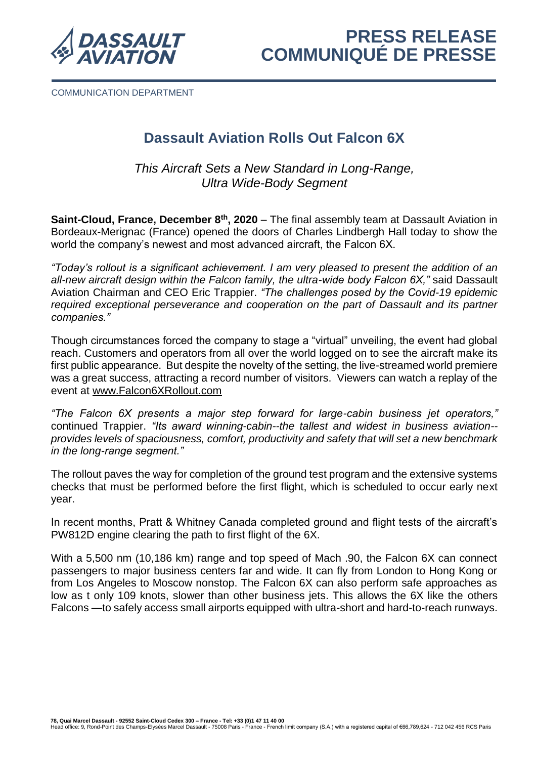# PRESS RELEASE
# COMMUNIQUÉ DE PRESSE

COMMUNICATION DEPARTMENT

## Dassault Aviation Rolls Out Falcon 6X

*This Aircraft Sets a New Standard in Long-Range, Ultra Wide-Body Segment*

**Saint-Cloud, France, December 8th, 2020** – The final assembly team at Dassault Aviation in Bordeaux-Merignac (France) opened the doors of Charles Lindbergh Hall today to show the world the company's newest and most advanced aircraft, the Falcon 6X.

*"Today's rollout is a significant achievement. I am very pleased to present the addition of an all-new aircraft design within the Falcon family, the ultra-wide body Falcon 6X,"* said Dassault Aviation Chairman and CEO Eric Trappier. *"The challenges posed by the Covid-19 epidemic required exceptional perseverance and cooperation on the part of Dassault and its partner companies."*

Though circumstances forced the company to stage a "virtual" unveiling, the event had global reach. Customers and operators from all over the world logged on to see the aircraft make its first public appearance. But despite the novelty of the setting, the live-streamed world premiere was a great success, attracting a record number of visitors. Viewers can watch a replay of the event at www.Falcon6XRollout.com

*"The Falcon 6X presents a major step forward for large-cabin business jet operators,"* continued Trappier. *"Its award winning-cabin--the tallest and widest in business aviation--provides levels of spaciousness, comfort, productivity and safety that will set a new benchmark in the long-range segment."*

The rollout paves the way for completion of the ground test program and the extensive systems checks that must be performed before the first flight, which is scheduled to occur early next year.

In recent months, Pratt & Whitney Canada completed ground and flight tests of the aircraft's PW812D engine clearing the path to first flight of the 6X.

With a 5,500 nm (10,186 km) range and top speed of Mach .90, the Falcon 6X can connect passengers to major business centers far and wide. It can fly from London to Hong Kong or from Los Angeles to Moscow nonstop. The Falcon 6X can also perform safe approaches as low as t only 109 knots, slower than other business jets. This allows the 6X like the others Falcons —to safely access small airports equipped with ultra-short and hard-to-reach runways.

**78, Quai Marcel Dassault - 92552 Saint-Cloud Cedex 300 – France - Tel: +33 (0)1 47 11 40 00**
Head office: 9, Rond-Point des Champs-Elysées Marcel Dassault - 75008 Paris - France - French limit company (S.A.) with a registered capital of €66,789,624 - 712 042 456 RCS Paris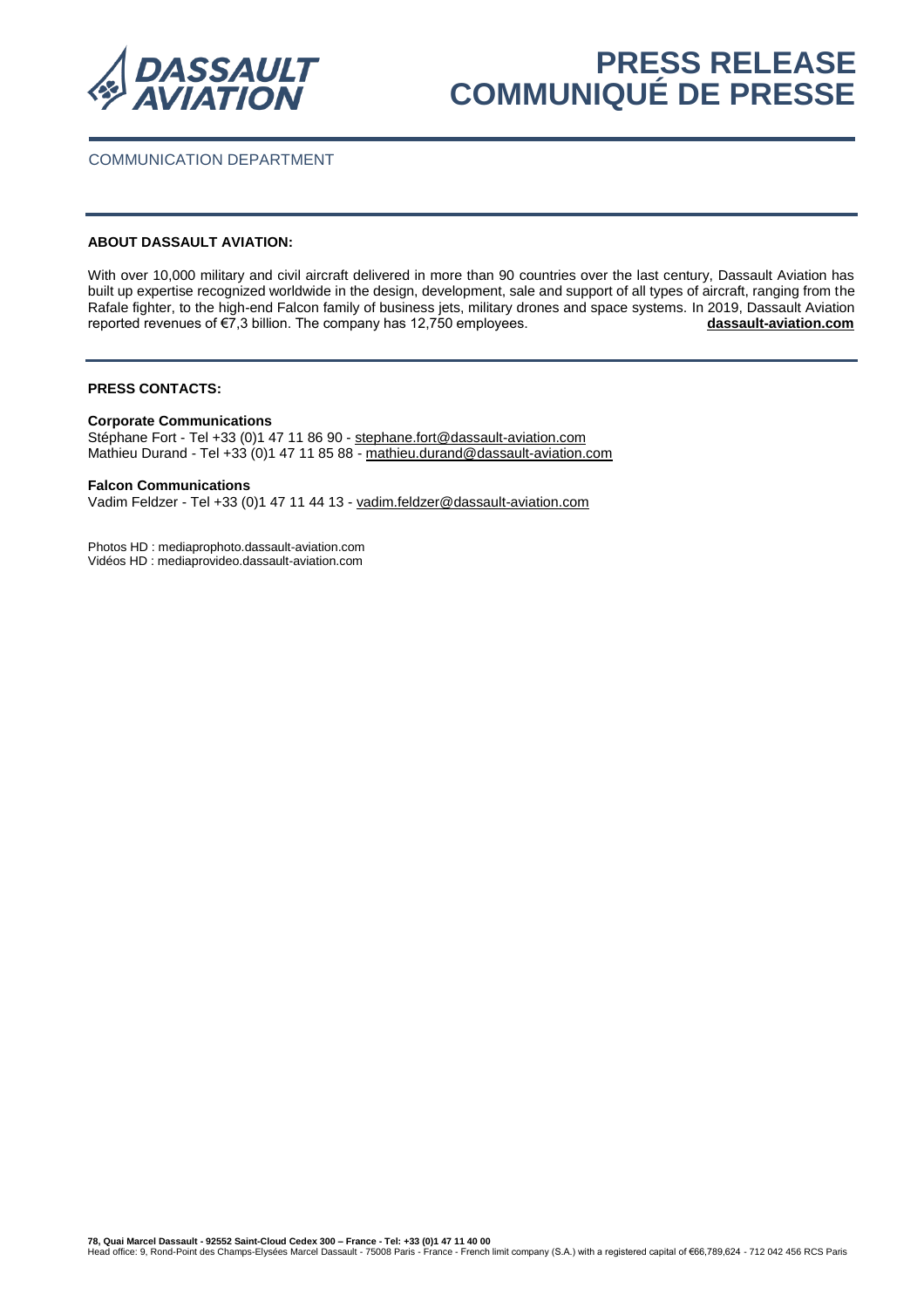# PRESS RELEASE
# COMMUNIQUÉ DE PRESSE

COMMUNICATION DEPARTMENT

**ABOUT DASSAULT AVIATION:**

With over 10,000 military and civil aircraft delivered in more than 90 countries over the last century, Dassault Aviation has built up expertise recognized worldwide in the design, development, sale and support of all types of aircraft, ranging from the Rafale fighter, to the high-end Falcon family of business jets, military drones and space systems. In 2019, Dassault Aviation reported revenues of €7,3 billion. The company has 12,750 employees. **dassault-aviation.com**

**PRESS CONTACTS:**

**Corporate Communications**
Stéphane Fort - Tel +33 (0)1 47 11 86 90 - stephane.fort@dassault-aviation.com
Mathieu Durand - Tel +33 (0)1 47 11 85 88 - mathieu.durand@dassault-aviation.com

**Falcon Communications**
Vadim Feldzer - Tel +33 (0)1 47 11 44 13 - vadim.feldzer@dassault-aviation.com

Photos HD : mediaprophoto.dassault-aviation.com
Vidéos HD : mediaprovideo.dassault-aviation.com

**78, Quai Marcel Dassault - 92552 Saint-Cloud Cedex 300 – France - Tel: +33 (0)1 47 11 40 00**
Head office: 9, Rond-Point des Champs-Elysées Marcel Dassault - 75008 Paris - France - French limit company (S.A.) with a registered capital of €66,789,624 - 712 042 456 RCS Paris